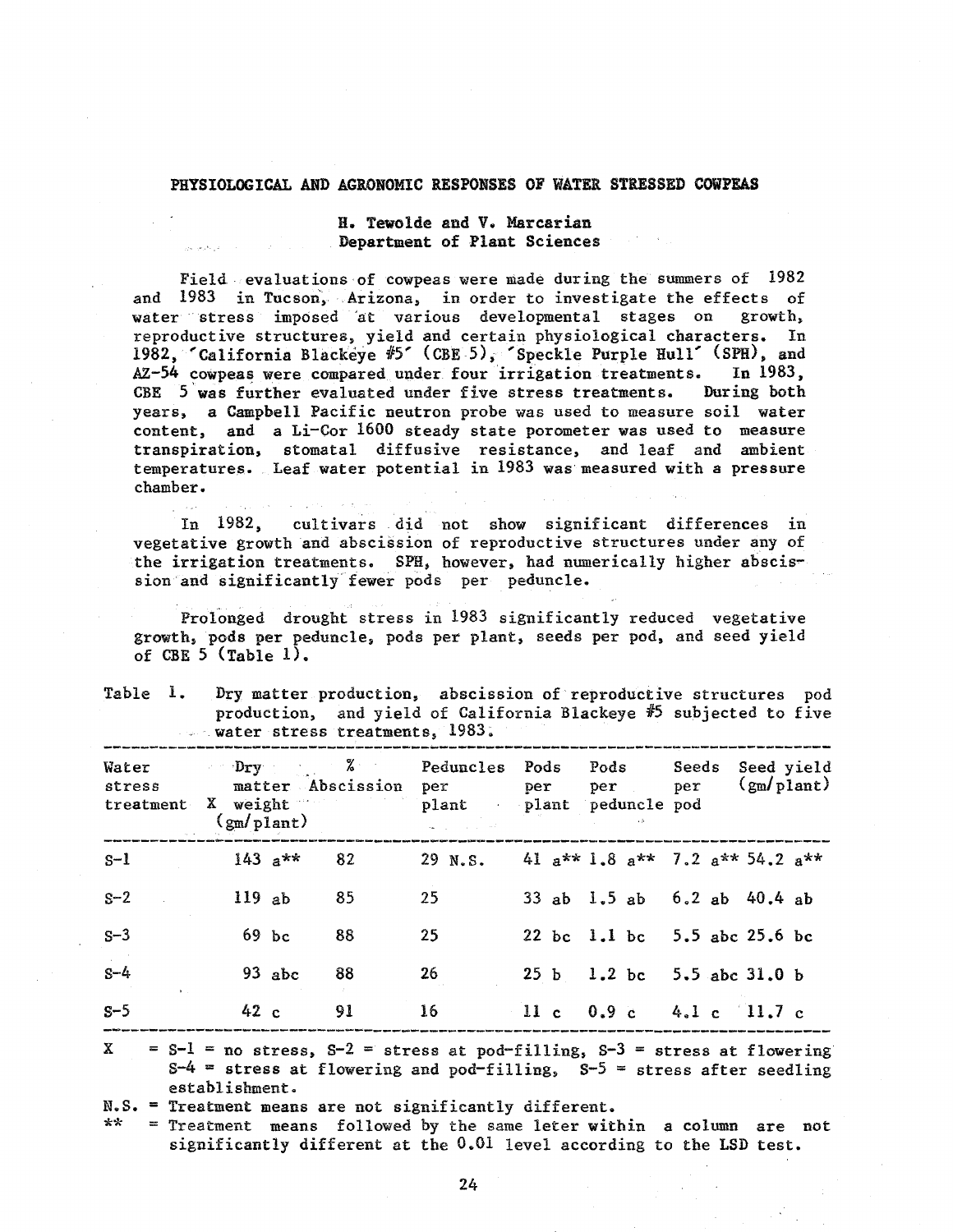## PHYSIOLOGICAL AND AGRONOMIC RESPONSES OF WATER STRESSED COWPEAS

**H. Tewolde and V. Marcarian**
**Department of Plant Sciences**

Field evaluations of cowpeas were made during the summers of 1982 and 1983 in Tucson, Arizona, in order to investigate the effects of water stress imposed at various developmental stages on growth, reproductive structures, yield and certain physiological characters. In 1982, 'California Blackeye #5' (CBE 5), 'Speckle Purple Hull' (SPH), and AZ-54 cowpeas were compared under four irrigation treatments. In 1983, CBE 5 was further evaluated under five stress treatments. During both years, a Campbell Pacific neutron probe was used to measure soil water content, and a Li-Cor 1600 steady state porometer was used to measure transpiration, stomatal diffusive resistance, and leaf and ambient temperatures. Leaf water potential in 1983 was measured with a pressure chamber.

In 1982, cultivars did not show significant differences in vegetative growth and abscission of reproductive structures under any of the irrigation treatments. SPH, however, had numerically higher abscission and significantly fewer pods per peduncle.

Prolonged drought stress in 1983 significantly reduced vegetative growth, pods per peduncle, pods per plant, seeds per pod, and seed yield of CBE 5 (Table 1).

Table 1. Dry matter production, abscission of reproductive structures pod production, and yield of California Blackeye #5 subjected to five water stress treatments, 1983.

| Water stress treatment X | Dry matter weight (gm/plant) | % Abscission | Peduncles per plant | Pods per plant | Pods per peduncle | Seeds per pod | Seed yield (gm/plant) |
|---|---|---|---|---|---|---|---|
| S-1 | 143 a** | 82 | 29 N.S. | 41 a** | 1.8 a** | 7.2 a** | 54.2 a** |
| S-2 | 119 ab | 85 | 25 | 33 ab | 1.5 ab | 6.2 ab | 40.4 ab |
| S-3 | 69 bc | 88 | 25 | 22 bc | 1.1 bc | 5.5 abc | 25.6 bc |
| S-4 | 93 abc | 88 | 26 | 25 b | 1.2 bc | 5.5 abc | 31.0 b |
| S-5 | 42 c | 91 | 16 | 11 c | 0.9 c | 4.1 c | 11.7 c |

X = S-1 = no stress, S-2 = stress at pod-filling, S-3 = stress at flowering S-4 = stress at flowering and pod-filling, S-5 = stress after seedling establishment.

N.S. = Treatment means are not significantly different.

** = Treatment means followed by the same leter within a column are not significantly different at the 0.01 level according to the LSD test.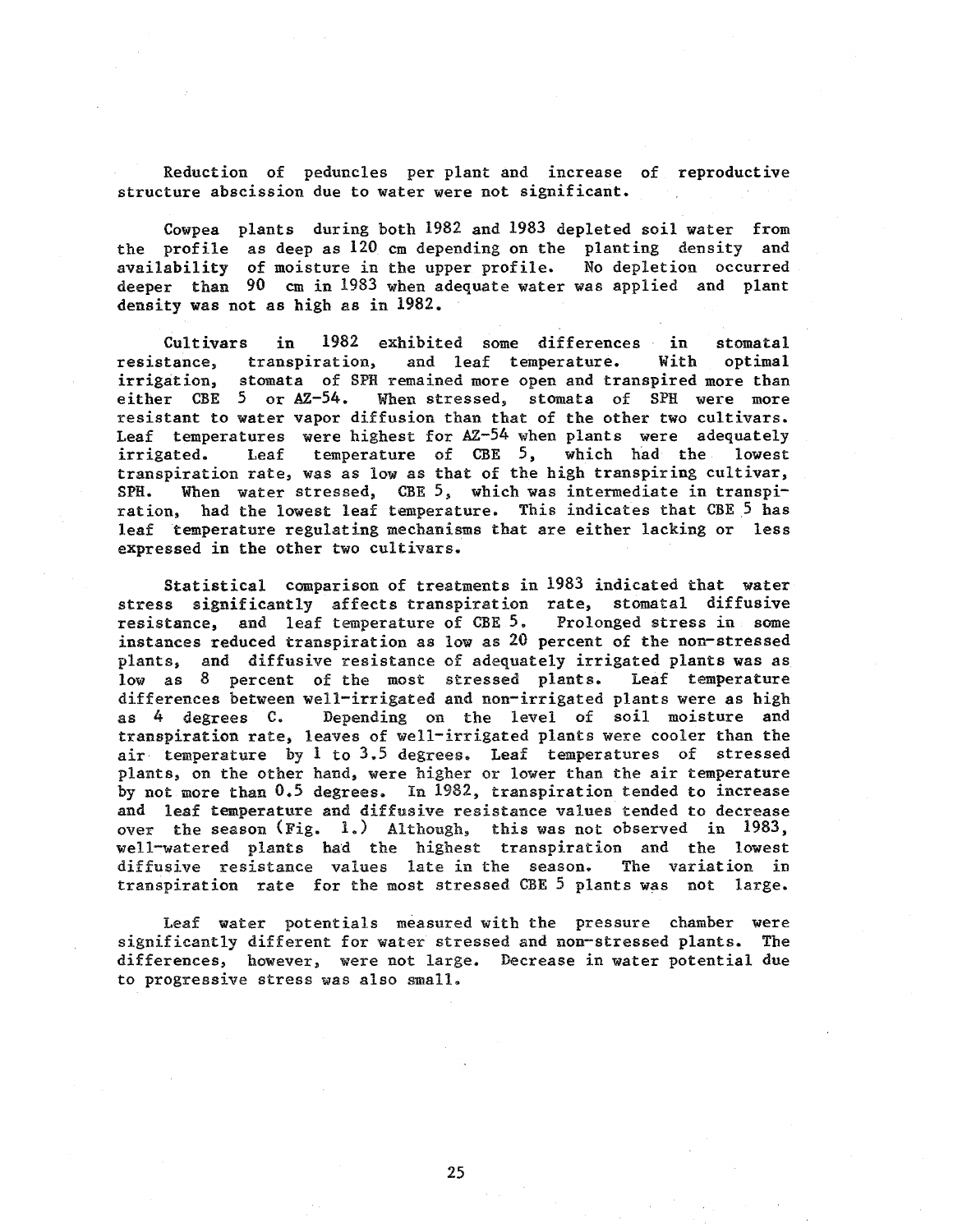Reduction of peduncles per plant and increase of reproductive structure abscission due to water were not significant.

Cowpea plants during both 1982 and 1983 depleted soil water from the profile as deep as 120 cm depending on the planting density and availability of moisture in the upper profile. No depletion occurred deeper than 90 cm in 1983 when adequate water was applied and plant density was not as high as in 1982.

Cultivars in 1982 exhibited some differences in stomatal resistance, transpiration, and leaf temperature. With optimal irrigation, stomata of SPH remained more open and transpired more than either CBE 5 or AZ-54. When stressed, stomata of SPH were more resistant to water vapor diffusion than that of the other two cultivars. Leaf temperatures were highest for AZ-54 when plants were adequately irrigated. Leaf temperature of CBE 5, which had the lowest transpiration rate, was as low as that of the high transpiring cultivar, SPH. When water stressed, CBE 5, which was intermediate in transpiration, had the lowest leaf temperature. This indicates that CBE 5 has leaf temperature regulating mechanisms that are either lacking or less expressed in the other two cultivars.

Statistical comparison of treatments in 1983 indicated that water stress significantly affects transpiration rate, stomatal diffusive resistance, and leaf temperature of CBE 5. Prolonged stress in some instances reduced transpiration as low as 20 percent of the non-stressed plants, and diffusive resistance of adequately irrigated plants was as low as 8 percent of the most stressed plants. Leaf temperature differences between well-irrigated and non-irrigated plants were as high as 4 degrees C. Depending on the level of soil moisture and transpiration rate, leaves of well-irrigated plants were cooler than the air temperature by 1 to 3.5 degrees. Leaf temperatures of stressed plants, on the other hand, were higher or lower than the air temperature by not more than 0.5 degrees. In 1982, transpiration tended to increase and leaf temperature and diffusive resistance values tended to decrease over the season (Fig. 1.) Although, this was not observed in 1983, well-watered plants had the highest transpiration and the lowest diffusive resistance values late in the season. The variation in transpiration rate for the most stressed CBE 5 plants was not large.

Leaf water potentials measured with the pressure chamber were significantly different for water stressed and non-stressed plants. The differences, however, were not large. Decrease in water potential due to progressive stress was also small.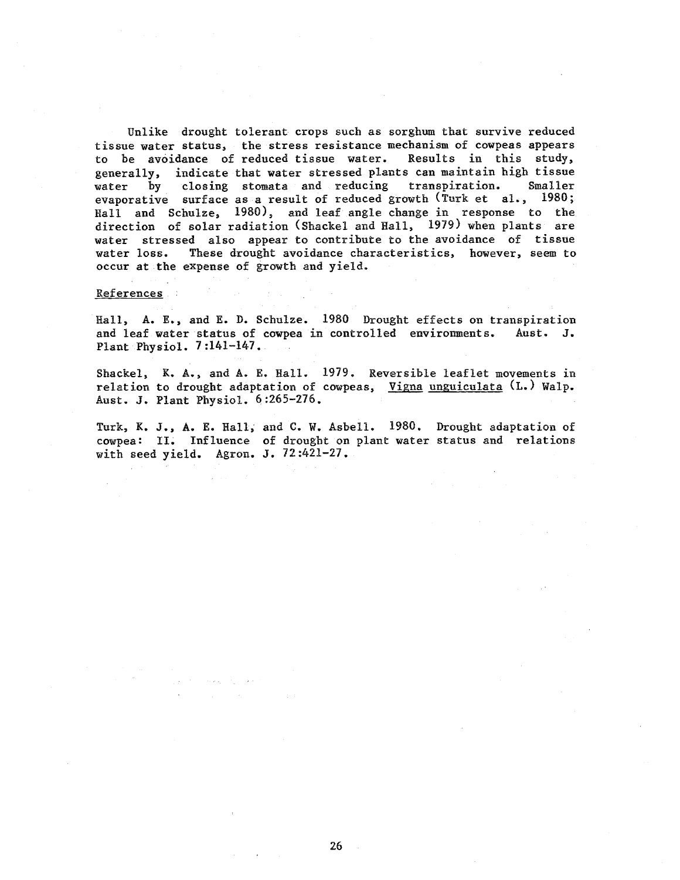Unlike drought tolerant crops such as sorghum that survive reduced tissue water status, the stress resistance mechanism of cowpeas appears to be avoidance of reduced tissue water. Results in this study, generally, indicate that water stressed plants can maintain high tissue water by closing stomata and reducing transpiration. Smaller evaporative surface as a result of reduced growth (Turk et al., 1980; Hall and Schulze, 1980), and leaf angle change in response to the direction of solar radiation (Shackel and Hall, 1979) when plants are water stressed also appear to contribute to the avoidance of tissue water loss. These drought avoidance characteristics, however, seem to occur at the expense of growth and yield.

## References

Hall, A. E., and E. D. Schulze. 1980 Drought effects on transpiration and leaf water status of cowpea in controlled environments. Aust. J. Plant Physiol. 7:141-147.

Shackel, K. A., and A. E. Hall. 1979. Reversible leaflet movements in relation to drought adaptation of cowpeas, *Vigna unguiculata* (L.) Walp. Aust. J. Plant Physiol. 6:265-276.

Turk, K. J., A. E. Hall, and C. W. Asbell. 1980. Drought adaptation of cowpea: II. Influence of drought on plant water status and relations with seed yield. Agron. J. 72:421-27.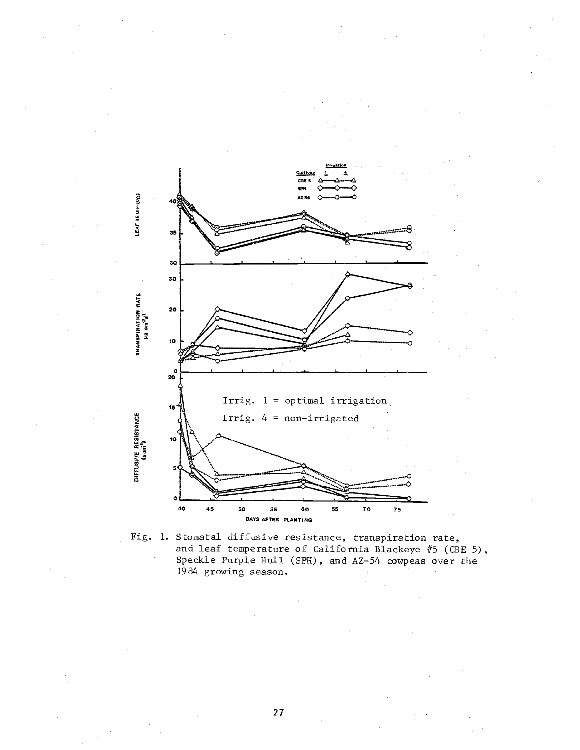Irrigation

Cultivar 1 4

CBE 5

SPH

AZ 54

LEAF TEMP (°C)

40

35

30

TRANSPIRATION RATE $\mu g\ cm^{-2} s^{-1}$

30

20

10

0

DIFFUSIVE RESISTANCE $(s\ cm^{-1})$

20

15

10

5

0

Irrig. 1 = optimal irrigation

Irrig. 4 = non-irrigated

40 45 50 55 60 65 70 75

DAYS AFTER PLANTING

Fig. 1. Stomatal diffusive resistance, transpiration rate, and leaf temperature of California Blackeye #5 (CBE 5), Speckle Purple Hull (SPH), and AZ-54 cowpeas over the 1984 growing season.